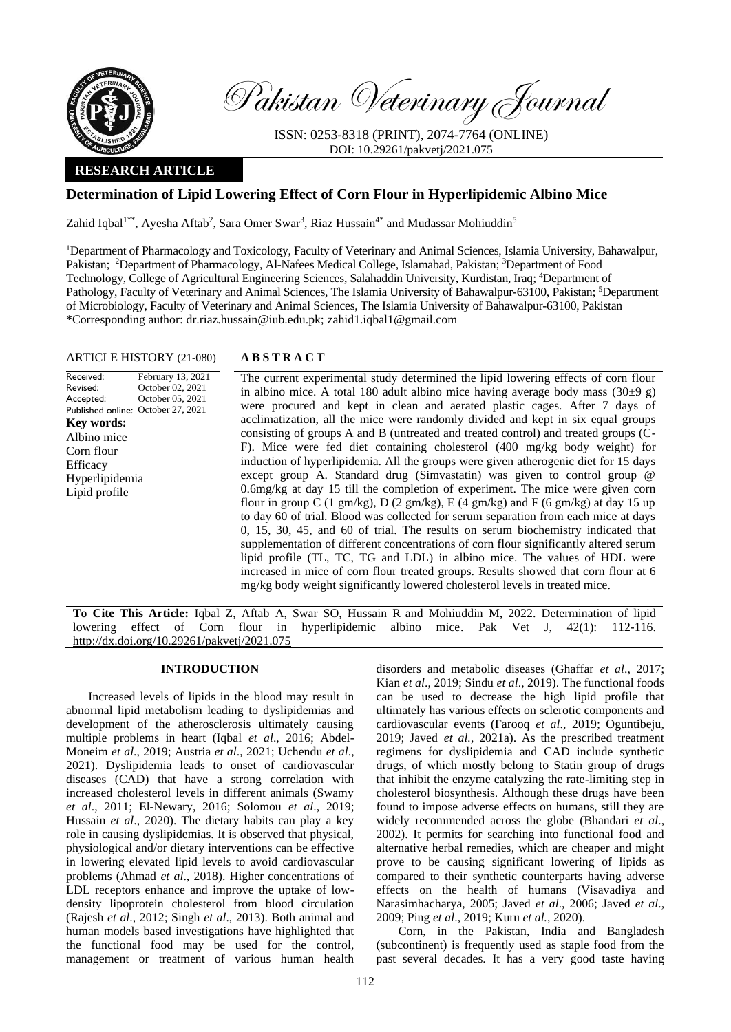Pakistan Veterinary Journal

ISSN: 0253-8318 (PRINT), 2074-7764 (ONLINE)
DOI: 10.29261/pakvetj/2021.075

**RESEARCH ARTICLE**

# Determination of Lipid Lowering Effect of Corn Flour in Hyperlipidemic Albino Mice

Zahid Iqbal[1**], Ayesha Aftab[2], Sara Omer Swar[3], Riaz Hussain[4*] and Mudassar Mohiuddin[5]

[1]Department of Pharmacology and Toxicology, Faculty of Veterinary and Animal Sciences, Islamia University, Bahawalpur, Pakistan; [2]Department of Pharmacology, Al-Nafees Medical College, Islamabad, Pakistan; [3]Department of Food Technology, College of Agricultural Engineering Sciences, Salahaddin University, Kurdistan, Iraq; [4]Department of Pathology, Faculty of Veterinary and Animal Sciences, The Islamia University of Bahawalpur-63100, Pakistan; [5]Department of Microbiology, Faculty of Veterinary and Animal Sciences, The Islamia University of Bahawalpur-63100, Pakistan
*Corresponding author: dr.riaz.hussain@iub.edu.pk; zahid1.iqbal1@gmail.com

**ARTICLE HISTORY** (21-080)

Received: February 13, 2021
Revised: October 02, 2021
Accepted: October 05, 2021
Published online: October 27, 2021

**Key words:**
Albino mice
Corn flour
Efficacy
Hyperlipidemia
Lipid profile

## ABSTRACT

The current experimental study determined the lipid lowering effects of corn flour in albino mice. A total 180 adult albino mice having average body mass (30±9 g) were procured and kept in clean and aerated plastic cages. After 7 days of acclimatization, all the mice were randomly divided and kept in six equal groups consisting of groups A and B (untreated and treated control) and treated groups (C-F). Mice were fed diet containing cholesterol (400 mg/kg body weight) for induction of hyperlipidemia. All the groups were given atherogenic diet for 15 days except group A. Standard drug (Simvastatin) was given to control group @ 0.6mg/kg at day 15 till the completion of experiment. The mice were given corn flour in group C (1 gm/kg), D (2 gm/kg), E (4 gm/kg) and F (6 gm/kg) at day 15 up to day 60 of trial. Blood was collected for serum separation from each mice at days 0, 15, 30, 45, and 60 of trial. The results on serum biochemistry indicated that supplementation of different concentrations of corn flour significantly altered serum lipid profile (TL, TC, TG and LDL) in albino mice. The values of HDL were increased in mice of corn flour treated groups. Results showed that corn flour at 6 mg/kg body weight significantly lowered cholesterol levels in treated mice.

**To Cite This Article:** Iqbal Z, Aftab A, Swar SO, Hussain R and Mohiuddin M, 2022. Determination of lipid lowering effect of Corn flour in hyperlipidemic albino mice. Pak Vet J, 42(1): 112-116. http://dx.doi.org/10.29261/pakvetj/2021.075

## INTRODUCTION

Increased levels of lipids in the blood may result in abnormal lipid metabolism leading to dyslipidemias and development of the atherosclerosis ultimately causing multiple problems in heart (Iqbal *et al*., 2016; Abdel-Moneim *et al.*, 2019; Austria *et al*., 2021; Uchendu *et al*., 2021). Dyslipidemia leads to onset of cardiovascular diseases (CAD) that have a strong correlation with increased cholesterol levels in different animals (Swamy *et al*., 2011; El-Newary, 2016; Solomou *et al*., 2019; Hussain *et al*., 2020). The dietary habits can play a key role in causing dyslipidemias. It is observed that physical, physiological and/or dietary interventions can be effective in lowering elevated lipid levels to avoid cardiovascular problems (Ahmad *et al*., 2018). Higher concentrations of LDL receptors enhance and improve the uptake of low-density lipoprotein cholesterol from blood circulation (Rajesh *et al*., 2012; Singh *et al*., 2013). Both animal and human models based investigations have highlighted that the functional food may be used for the control, management or treatment of various human health disorders and metabolic diseases (Ghaffar *et al*., 2017; Kian *et al*., 2019; Sindu *et al*., 2019). The functional foods can be used to decrease the high lipid profile that ultimately has various effects on sclerotic components and cardiovascular events (Farooq *et al*., 2019; Oguntibeju, 2019; Javed *et al.*, 2021a). As the prescribed treatment regimens for dyslipidemia and CAD include synthetic drugs, of which mostly belong to Statin group of drugs that inhibit the enzyme catalyzing the rate-limiting step in cholesterol biosynthesis. Although these drugs have been found to impose adverse effects on humans, still they are widely recommended across the globe (Bhandari *et al*., 2002). It permits for searching into functional food and alternative herbal remedies, which are cheaper and might prove to be causing significant lowering of lipids as compared to their synthetic counterparts having adverse effects on the health of humans (Visavadiya and Narasimhacharya, 2005; Javed *et al*., 2006; Javed *et al*., 2009; Ping *et al*., 2019; Kuru *et al.*, 2020).

Corn, in the Pakistan, India and Bangladesh (subcontinent) is frequently used as staple food from the past several decades. It has a very good taste having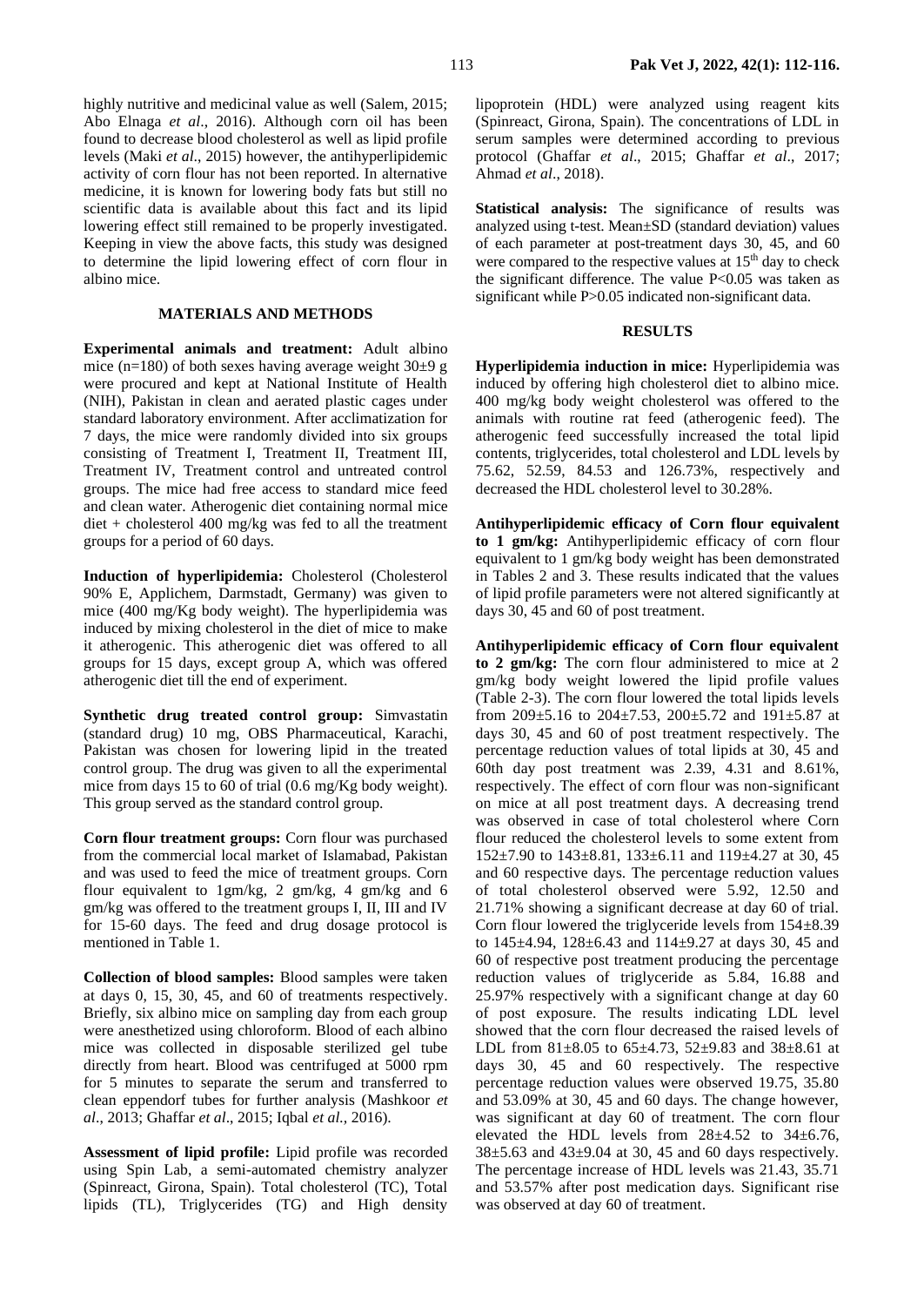highly nutritive and medicinal value as well (Salem, 2015; Abo Elnaga *et al*., 2016). Although corn oil has been found to decrease blood cholesterol as well as lipid profile levels (Maki *et al*., 2015) however, the antihyperlipidemic activity of corn flour has not been reported. In alternative medicine, it is known for lowering body fats but still no scientific data is available about this fact and its lipid lowering effect still remained to be properly investigated. Keeping in view the above facts, this study was designed to determine the lipid lowering effect of corn flour in albino mice.

## MATERIALS AND METHODS

**Experimental animals and treatment:** Adult albino mice (n=180) of both sexes having average weight 30±9 g were procured and kept at National Institute of Health (NIH), Pakistan in clean and aerated plastic cages under standard laboratory environment. After acclimatization for 7 days, the mice were randomly divided into six groups consisting of Treatment I, Treatment II, Treatment III, Treatment IV, Treatment control and untreated control groups. The mice had free access to standard mice feed and clean water. Atherogenic diet containing normal mice diet + cholesterol 400 mg/kg was fed to all the treatment groups for a period of 60 days.

**Induction of hyperlipidemia:** Cholesterol (Cholesterol 90% E, Applichem, Darmstadt, Germany) was given to mice (400 mg/Kg body weight). The hyperlipidemia was induced by mixing cholesterol in the diet of mice to make it atherogenic. This atherogenic diet was offered to all groups for 15 days, except group A, which was offered atherogenic diet till the end of experiment.

**Synthetic drug treated control group:** Simvastatin (standard drug) 10 mg, OBS Pharmaceutical, Karachi, Pakistan was chosen for lowering lipid in the treated control group. The drug was given to all the experimental mice from days 15 to 60 of trial (0.6 mg/Kg body weight). This group served as the standard control group.

**Corn flour treatment groups:** Corn flour was purchased from the commercial local market of Islamabad, Pakistan and was used to feed the mice of treatment groups. Corn flour equivalent to 1gm/kg, 2 gm/kg, 4 gm/kg and 6 gm/kg was offered to the treatment groups I, II, III and IV for 15-60 days. The feed and drug dosage protocol is mentioned in Table 1.

**Collection of blood samples:** Blood samples were taken at days 0, 15, 30, 45, and 60 of treatments respectively. Briefly, six albino mice on sampling day from each group were anesthetized using chloroform. Blood of each albino mice was collected in disposable sterilized gel tube directly from heart. Blood was centrifuged at 5000 rpm for 5 minutes to separate the serum and transferred to clean eppendorf tubes for further analysis (Mashkoor *et al*., 2013; Ghaffar *et al*., 2015; Iqbal *et al.,* 2016).

**Assessment of lipid profile:** Lipid profile was recorded using Spin Lab, a semi-automated chemistry analyzer (Spinreact, Girona, Spain). Total cholesterol (TC), Total lipids (TL), Triglycerides (TG) and High density lipoprotein (HDL) were analyzed using reagent kits (Spinreact, Girona, Spain). The concentrations of LDL in serum samples were determined according to previous protocol (Ghaffar *et al*., 2015; Ghaffar *et al*., 2017; Ahmad *et al*., 2018).

**Statistical analysis:** The significance of results was analyzed using t-test. Mean±SD (standard deviation) values of each parameter at post-treatment days 30, 45, and 60 were compared to the respective values at $15^{th}$ day to check the significant difference. The value $P<0.05$ was taken as significant while $P>0.05$ indicated non-significant data.

## RESULTS

**Hyperlipidemia induction in mice:** Hyperlipidemia was induced by offering high cholesterol diet to albino mice. 400 mg/kg body weight cholesterol was offered to the animals with routine rat feed (atherogenic feed). The atherogenic feed successfully increased the total lipid contents, triglycerides, total cholesterol and LDL levels by 75.62, 52.59, 84.53 and 126.73%, respectively and decreased the HDL cholesterol level to 30.28%.

**Antihyperlipidemic efficacy of Corn flour equivalent to 1 gm/kg:** Antihyperlipidemic efficacy of corn flour equivalent to 1 gm/kg body weight has been demonstrated in Tables 2 and 3. These results indicated that the values of lipid profile parameters were not altered significantly at days 30, 45 and 60 of post treatment.

**Antihyperlipidemic efficacy of Corn flour equivalent to 2 gm/kg:** The corn flour administered to mice at 2 gm/kg body weight lowered the lipid profile values (Table 2-3). The corn flour lowered the total lipids levels from 209±5.16 to 204±7.53, 200±5.72 and 191±5.87 at days 30, 45 and 60 of post treatment respectively. The percentage reduction values of total lipids at 30, 45 and 60th day post treatment was 2.39, 4.31 and 8.61%, respectively. The effect of corn flour was non-significant on mice at all post treatment days. A decreasing trend was observed in case of total cholesterol where Corn flour reduced the cholesterol levels to some extent from 152±7.90 to 143±8.81, 133±6.11 and 119±4.27 at 30, 45 and 60 respective days. The percentage reduction values of total cholesterol observed were 5.92, 12.50 and 21.71% showing a significant decrease at day 60 of trial. Corn flour lowered the triglyceride levels from 154±8.39 to 145±4.94, 128±6.43 and 114±9.27 at days 30, 45 and 60 of respective post treatment producing the percentage reduction values of triglyceride as 5.84, 16.88 and 25.97% respectively with a significant change at day 60 of post exposure. The results indicating LDL level showed that the corn flour decreased the raised levels of LDL from 81±8.05 to 65±4.73, 52±9.83 and 38±8.61 at days 30, 45 and 60 respectively. The respective percentage reduction values were observed 19.75, 35.80 and 53.09% at 30, 45 and 60 days. The change however, was significant at day 60 of treatment. The corn flour elevated the HDL levels from 28±4.52 to 34±6.76, 38±5.63 and 43±9.04 at 30, 45 and 60 days respectively. The percentage increase of HDL levels was 21.43, 35.71 and 53.57% after post medication days. Significant rise was observed at day 60 of treatment.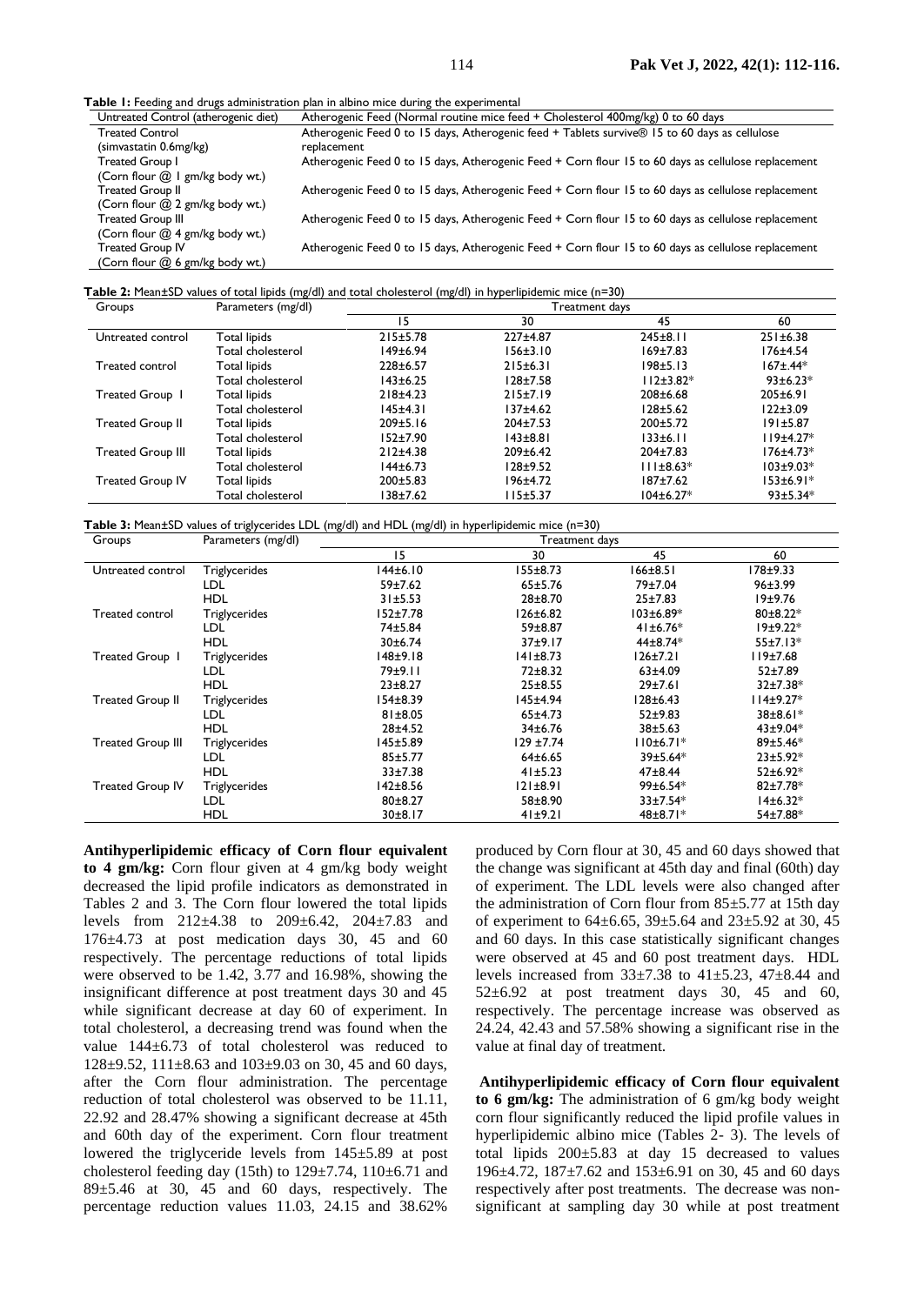**Table 1:** Feeding and drugs administration plan in albino mice during the experimental

| Untreated Control (atherogenic diet) | Atherogenic Feed (Normal routine mice feed + Cholesterol 400mg/kg) 0 to 60 days |
|---|---|
| Treated Control (simvastatin 0.6mg/kg) | Atherogenic Feed 0 to 15 days, Atherogenic feed + Tablets survive® 15 to 60 days as cellulose replacement |
| Treated Group I (Corn flour @ 1 gm/kg body wt.) | Atherogenic Feed 0 to 15 days, Atherogenic Feed + Corn flour 15 to 60 days as cellulose replacement |
| Treated Group II (Corn flour @ 2 gm/kg body wt.) | Atherogenic Feed 0 to 15 days, Atherogenic Feed + Corn flour 15 to 60 days as cellulose replacement |
| Treated Group III (Corn flour @ 4 gm/kg body wt.) | Atherogenic Feed 0 to 15 days, Atherogenic Feed + Corn flour 15 to 60 days as cellulose replacement |
| Treated Group IV (Corn flour @ 6 gm/kg body wt.) | Atherogenic Feed 0 to 15 days, Atherogenic Feed + Corn flour 15 to 60 days as cellulose replacement |

**Table 2:** Mean±SD values of total lipids (mg/dl) and total cholesterol (mg/dl) in hyperlipidemic mice (n=30)

| Groups | Parameters (mg/dl) | Treatment days | | | |
|---|---|---|---|---|---|
| | | 15 | 30 | 45 | 60 |
| Untreated control | Total lipids | 215±5.78 | 227±4.87 | 245±8.11 | 251±6.38 |
| | Total cholesterol | 149±6.94 | 156±3.10 | 169±7.83 | 176±4.54 |
| Treated control | Total lipids | 228±6.57 | 215±6.31 | 198±5.13 | 167±.44* |
| | Total cholesterol | 143±6.25 | 128±7.58 | 112±3.82* | 93±6.23* |
| Treated Group I | Total lipids | 218±4.23 | 215±7.19 | 208±6.68 | 205±6.91 |
| | Total cholesterol | 145±4.31 | 137±4.62 | 128±5.62 | 122±3.09 |
| Treated Group II | Total lipids | 209±5.16 | 204±7.53 | 200±5.72 | 191±5.87 |
| | Total cholesterol | 152±7.90 | 143±8.81 | 133±6.11 | 119±4.27* |
| Treated Group III | Total lipids | 212±4.38 | 209±6.42 | 204±7.83 | 176±4.73* |
| | Total cholesterol | 144±6.73 | 128±9.52 | 111±8.63* | 103±9.03* |
| Treated Group IV | Total lipids | 200±5.83 | 196±4.72 | 187±7.62 | 153±6.91* |
| | Total cholesterol | 138±7.62 | 115±5.37 | 104±6.27* | 93±5.34* |

**Table 3:** Mean±SD values of triglycerides LDL (mg/dl) and HDL (mg/dl) in hyperlipidemic mice (n=30)

| Groups | Parameters (mg/dl) | Treatment days | | | |
|---|---|---|---|---|---|
| | | 15 | 30 | 45 | 60 |
| Untreated control | Triglycerides | 144±6.10 | 155±8.73 | 166±8.51 | 178±9.33 |
| | LDL | 59±7.62 | 65±5.76 | 79±7.04 | 96±3.99 |
| | HDL | 31±5.53 | 28±8.70 | 25±7.83 | 19±9.76 |
| Treated control | Triglycerides | 152±7.78 | 126±6.82 | 103±6.89* | 80±8.22* |
| | LDL | 74±5.84 | 59±8.87 | 41±6.76* | 19±9.22* |
| | HDL | 30±6.74 | 37±9.17 | 44±8.74* | 55±7.13* |
| Treated Group I | Triglycerides | 148±9.18 | 141±8.73 | 126±7.21 | 119±7.68 |
| | LDL | 79±9.11 | 72±8.32 | 63±4.09 | 52±7.89 |
| | HDL | 23±8.27 | 25±8.55 | 29±7.61 | 32±7.38* |
| Treated Group II | Triglycerides | 154±8.39 | 145±4.94 | 128±6.43 | 114±9.27* |
| | LDL | 81±8.05 | 65±4.73 | 52±9.83 | 38±8.61* |
| | HDL | 28±4.52 | 34±6.76 | 38±5.63 | 43±9.04* |
| Treated Group III | Triglycerides | 145±5.89 | 129 ±7.74 | 110±6.71* | 89±5.46* |
| | LDL | 85±5.77 | 64±6.65 | 39±5.64* | 23±5.92* |
| | HDL | 33±7.38 | 41±5.23 | 47±8.44 | 52±6.92* |
| Treated Group IV | Triglycerides | 142±8.56 | 121±8.91 | 99±6.54* | 82±7.78* |
| | LDL | 80±8.27 | 58±8.90 | 33±7.54* | 14±6.32* |
| | HDL | 30±8.17 | 41±9.21 | 48±8.71* | 54±7.88* |

**Antihyperlipidemic efficacy of Corn flour equivalent to 4 gm/kg:** Corn flour given at 4 gm/kg body weight decreased the lipid profile indicators as demonstrated in Tables 2 and 3. The Corn flour lowered the total lipids levels from 212±4.38 to 209±6.42, 204±7.83 and 176±4.73 at post medication days 30, 45 and 60 respectively. The percentage reductions of total lipids were observed to be 1.42, 3.77 and 16.98%, showing the insignificant difference at post treatment days 30 and 45 while significant decrease at day 60 of experiment. In total cholesterol, a decreasing trend was found when the value 144±6.73 of total cholesterol was reduced to 128±9.52, 111±8.63 and 103±9.03 on 30, 45 and 60 days, after the Corn flour administration. The percentage reduction of total cholesterol was observed to be 11.11, 22.92 and 28.47% showing a significant decrease at 45th and 60th day of the experiment. Corn flour treatment lowered the triglyceride levels from 145±5.89 at post cholesterol feeding day (15th) to 129±7.74, 110±6.71 and 89±5.46 at 30, 45 and 60 days, respectively. The percentage reduction values 11.03, 24.15 and 38.62% produced by Corn flour at 30, 45 and 60 days showed that the change was significant at 45th day and final (60th) day of experiment. The LDL levels were also changed after the administration of Corn Flour from 85±5.77 at 15th day of experiment to 64±6.65, 39±5.64 and 23±5.92 at 30, 45 and 60 days. In this case statistically significant changes were observed at 45 and 60 post treatment days. HDL levels increased from 33±7.38 to 41±5.23, 47±8.44 and 52±6.92 at post treatment days 30, 45 and 60, respectively. The percentage increase was observed as 24.24, 42.43 and 57.58% showing a significant rise in the value at final day of treatment.

**Antihyperlipidemic efficacy of Corn flour equivalent to 6 gm/kg:** The administration of 6 gm/kg body weight corn flour significantly reduced the lipid profile values in hyperlipidemic albino mice (Tables 2- 3). The levels of total lipids 200±5.83 at day 15 decreased to values 196±4.72, 187±7.62 and 153±6.91 on 30, 45 and 60 days respectively after post treatments. The decrease was non-significant at sampling day 30 while at post treatment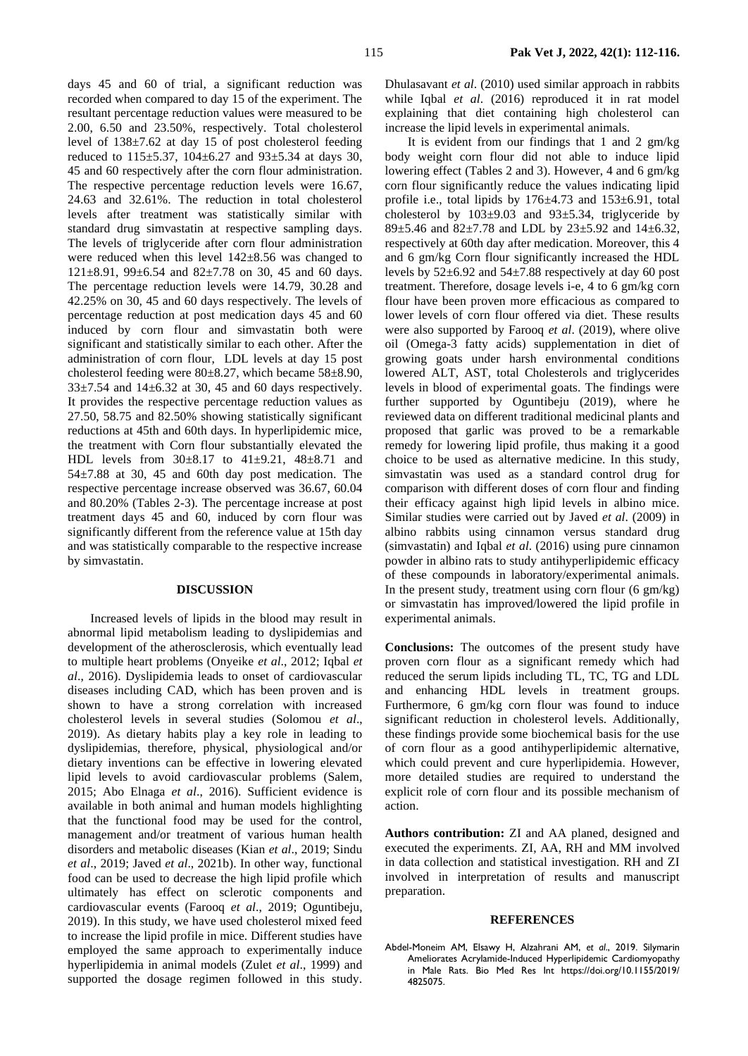days 45 and 60 of trial, a significant reduction was recorded when compared to day 15 of the experiment. The resultant percentage reduction values were measured to be 2.00, 6.50 and 23.50%, respectively. Total cholesterol level of 138±7.62 at day 15 of post cholesterol feeding reduced to 115±5.37, 104±6.27 and 93±5.34 at days 30, 45 and 60 respectively after the corn flour administration. The respective percentage reduction levels were 16.67, 24.63 and 32.61%. The reduction in total cholesterol levels after treatment was statistically similar with standard drug simvastatin at respective sampling days. The levels of triglyceride after corn flour administration were reduced when this level 142±8.56 was changed to 121±8.91, 99±6.54 and 82±7.78 on 30, 45 and 60 days. The percentage reduction levels were 14.79, 30.28 and 42.25% on 30, 45 and 60 days respectively. The levels of percentage reduction at post medication days 45 and 60 induced by corn flour and simvastatin both were significant and statistically similar to each other. After the administration of corn flour, LDL levels at day 15 post cholesterol feeding were 80±8.27, which became 58±8.90, 33±7.54 and 14±6.32 at 30, 45 and 60 days respectively. It provides the respective percentage reduction values as 27.50, 58.75 and 82.50% showing statistically significant reductions at 45th and 60th days. In hyperlipidemic mice, the treatment with Corn flour substantially elevated the HDL levels from 30±8.17 to 41±9.21, 48±8.71 and 54±7.88 at 30, 45 and 60th day post medication. The respective percentage increase observed was 36.67, 60.04 and 80.20% (Tables 2-3). The percentage increase at post treatment days 45 and 60, induced by corn flour was significantly different from the reference value at 15th day and was statistically comparable to the respective increase by simvastatin.

## DISCUSSION

Increased levels of lipids in the blood may result in abnormal lipid metabolism leading to dyslipidemias and development of the atherosclerosis, which eventually lead to multiple heart problems (Onyeike *et al*., 2012; Iqbal *et al*., 2016). Dyslipidemia leads to onset of cardiovascular diseases including CAD, which has been proven and is shown to have a strong correlation with increased cholesterol levels in several studies (Solomou *et al*., 2019). As dietary habits play a key role in leading to dyslipidemias, therefore, physical, physiological and/or dietary inventions can be effective in lowering elevated lipid levels to avoid cardiovascular problems (Salem, 2015; Abo Elnaga *et al*., 2016). Sufficient evidence is available in both animal and human models highlighting that the functional food may be used for the control, management and/or treatment of various human health disorders and metabolic diseases (Kian *et al*., 2019; Sindu *et al*., 2019; Javed *et al*., 2021b). In other way, functional food can be used to decrease the high lipid profile which ultimately has effect on sclerotic components and cardiovascular events (Farooq *et al*., 2019; Oguntibeju, 2019). In this study, we have used cholesterol mixed feed to increase the lipid profile in mice. Different studies have employed the same approach to experimentally induce hyperlipidemia in animal models (Zulet *et al*., 1999) and supported the dosage regimen followed in this study. Dhulasavant *et al*. (2010) used similar approach in rabbits while Iqbal *et al*. (2016) reproduced it in rat model explaining that diet containing high cholesterol can increase the lipid levels in experimental animals.

It is evident from our findings that 1 and 2 gm/kg body weight corn flour did not able to induce lipid lowering effect (Tables 2 and 3). However, 4 and 6 gm/kg corn flour significantly reduce the values indicating lipid profile i.e., total lipids by 176±4.73 and 153±6.91, total cholesterol by 103±9.03 and 93±5.34, triglyceride by 89±5.46 and 82±7.78 and LDL by 23±5.92 and 14±6.32, respectively at 60th day after medication. Moreover, this 4 and 6 gm/kg Corn flour significantly increased the HDL levels by 52±6.92 and 54±7.88 respectively at day 60 post treatment. Therefore, dosage levels i-e, 4 to 6 gm/kg corn flour have been proven more efficacious as compared to lower levels of corn flour offered via diet. These results were also supported by Farooq *et al*. (2019), where olive oil (Omega-3 fatty acids) supplementation in diet of growing goats under harsh environmental conditions lowered ALT, AST, total Cholesterols and triglycerides levels in blood of experimental goats. The findings were further supported by Oguntibeju (2019), where he reviewed data on different traditional medicinal plants and proposed that garlic was proved to be a remarkable remedy for lowering lipid profile, thus making it a good choice to be used as alternative medicine. In this study, simvastatin was used as a standard control drug for comparison with different doses of corn flour and finding their efficacy against high lipid levels in albino mice. Similar studies were carried out by Javed *et al*. (2009) in albino rabbits using cinnamon versus standard drug (simvastatin) and Iqbal *et al.* (2016) using pure cinnamon powder in albino rats to study antihyperlipidemic efficacy of these compounds in laboratory/experimental animals. In the present study, treatment using corn flour (6 gm/kg) or simvastatin has improved/lowered the lipid profile in experimental animals.

**Conclusions:** The outcomes of the present study have proven corn flour as a significant remedy which had reduced the serum lipids including TL, TC, TG and LDL and enhancing HDL levels in treatment groups. Furthermore, 6 gm/kg corn flour was found to induce significant reduction in cholesterol levels. Additionally, these findings provide some biochemical basis for the use of corn flour as a good antihyperlipidemic alternative, which could prevent and cure hyperlipidemia. However, more detailed studies are required to understand the explicit role of corn flour and its possible mechanism of action.

**Authors contribution:** ZI and AA planed, designed and executed the experiments. ZI, AA, RH and MM involved in data collection and statistical investigation. RH and ZI involved in interpretation of results and manuscript preparation.

## REFERENCES

Abdel-Moneim AM, Elsawy H, Alzahrani AM, *et al*., 2019. Silymarin Ameliorates Acrylamide-Induced Hyperlipidemic Cardiomyopathy in Male Rats. Bio Med Res Int https://doi.org/10.1155/2019/4825075.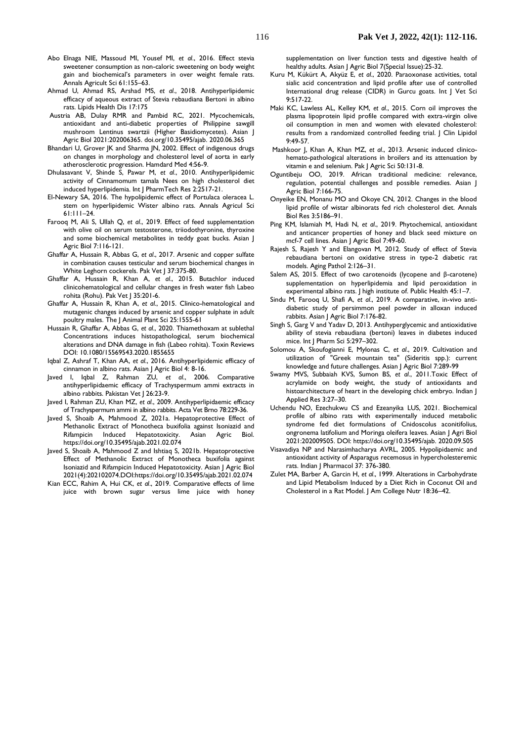Abo Elnaga NIE, Massoud MI, Yousef MI, *et al*., 2016. Effect stevia sweetener consumption as non-caloric sweetening on body weight gain and biochemical's parameters in over weight female rats. Annals Agricult Sci 61:155–63.

Ahmad U, Ahmad RS, Arshad MS, *et al*., 2018. Antihyperlipidemic efficacy of aqueous extract of Stevia rebaudiana Bertoni in albino rats. Lipids Health Dis 17:175

Austria AB, Dulay RMR and Pambid RC, 2021. Mycochemicals, antioxidant and anti-diabetic properties of Philippine sawgill mushroom Lentinus swartzii (Higher Basidiomycetes). Asian J Agric Biol 2021:202006365. doi.org/10.35495/ajab. 2020.06.365

Bhandari U, Grover JK and Sharma JN, 2002. Effect of indigenous drugs on changes in morphology and cholesterol level of aorta in early atherosclerotic progression. Hamdard Med 4:56-9.

Dhulasavant V, Shinde S, Pawar M, *et al*., 2010. Antihyperlipidemic activity of Cinnamomum tamala Nees on high cholesterol diet induced hyperlipidemia. Int J PharmTech Res 2:2517-21.

El-Newary SA, 2016. The hypolipidemic effect of Portulaca oleracea L. stem on hyperlipidemic Wister albino rats. Annals Agricul Sci 61:111–24.

Farooq M, Ali S, Ullah Q, *et al*., 2019. Effect of feed supplementation with olive oil on serum testosterone, triiodothyronine, thyroxine and some biochemical metabolites in teddy goat bucks. Asian J Agric Biol 7:116-121.

Ghaffar A, Hussain R, Abbas G, *et al*., 2017. Arsenic and copper sulfate in combination causes testicular and serum biochemical changes in White Leghorn cockerels. Pak Vet J 37:375-80.

Ghaffar A, Hussain R, Khan A, *et al*., 2015. Butachlor induced clinicohematological and cellular changes in fresh water fish Labeo rohita (Rohu). Pak Vet J 35:201-6.

Ghaffar A, Hussain R, Khan A, *et al*., 2015. Clinico-hematological and mutagenic changes induced by arsenic and copper sulphate in adult poultry males. The J Animal Plant Sci 25:1555-61

Hussain R, Ghaffar A, Abbas G, *et al*., 2020. Thiamethoxam at sublethal Concentrations induces histopathological, serum biochemical alterations and DNA damage in fish (Labeo rohita). Toxin Reviews DOI: 10.1080/15569543.2020.1855655

Iqbal Z, Ashraf T, Khan AA, *et al*., 2016. Antihyperlipidemic efficacy of cinnamon in albino rats. Asian J Agric Biol 4: 8-16.

Javed I, Iqbal Z, Rahman ZU, *et al*., 2006. Comparative antihyperlipidaemic efficacy of Trachyspermum ammi extracts in albino rabbits. Pakistan Vet J 26:23-9.

Javed I, Rahman ZU, Khan MZ, *et al*., 2009. Antihyperlipidaemic efficacy of Trachyspermum ammi in albino rabbits. Acta Vet Brno 78:229-36.

Javed S, Shoaib A, Mahmood Z, 2021a. Hepatoprotective Effect of Methanolic Extract of Monotheca buxifolia against Isoniazid and Rifampicin Induced Hepatotoxicity. Asian Agric Biol. https://doi.org/10.35495/ajab.2021.02.074

Javed S, Shoaib A, Mahmood Z and Ishtiaq S, 2021b. Hepatoprotective Effect of Methanolic Extract of Monotheca buxifolia against Isoniazid and Rifampicin Induced Hepatotoxicity. Asian J Agric Biol 2021(4):202102074.DOI:https://doi.org/10.35495/ajab.2021.02.074

Kian ECC, Rahim A, Hui CK, *et al*., 2019. Comparative effects of lime juice with brown sugar versus lime juice with honey supplementation on liver function tests and digestive health of healthy adults. Asian J Agric Biol 7(Special Issue):25-32.

Kuru M, Kükürt A, Akyüz E, *et al*., 2020. Paraoxonase activities, total sialic acid concentration and lipid profile after use of controlled International drug release (CIDR) in Gurcu goats. Int J Vet Sci 9:517-22.

Maki KC, Lawless AL, Kelley KM, *et al*., 2015. Corn oil improves the plasma lipoprotein lipid profile compared with extra-virgin olive oil consumption in men and women with elevated cholesterol: results from a randomized controlled feeding trial. J Clin Lipidol 9:49-57.

Mashkoor J, Khan A, Khan MZ, *et al*., 2013. Arsenic induced clinico-hemato-pathological alterations in broilers and its attenuation by vitamin e and selenium. Pak J Agric Sci 50:131-8.

Oguntibeju OO, 2019. African traditional medicine: relevance, regulation, potential challenges and possible remedies. Asian J Agric Biol 7:166-75.

Onyeike EN, Monanu MO and Okoye CN, 2012. Changes in the blood lipid profile of wistar albinorats fed rich cholesterol diet. Annals Biol Res 3:5186–91.

Ping KM, Islamiah M, Hadi N, *et al*., 2019. Phytochemical, antioxidant and anticancer properties of honey and black seed mixture on mcf-7 cell lines. Asian J Agric Biol 7:49-60.

Rajesh S, Rajesh Y and Elangovan M, 2012. Study of effect of Stevia rebaudiana bertoni on oxidative stress in type-2 diabetic rat models. Aging Pathol 2:126–31.

Salem AS, 2015. Effect of two carotenoids (lycopene and β-carotene) supplementation on hyperlipidemia and lipid peroxidation in experimental albino rats. J high institute of. Public Health 45:1–7.

Sindu M, Farooq U, Shafi A, *et al*., 2019. A comparative, in-vivo anti-diabetic study of persimmon peel powder in alloxan induced rabbits. Asian J Agric Biol 7:176-82.

Singh S, Garg V and Yadav D, 2013. Antihyperglycemic and antioxidative ability of stevia rebaudiana (bertoni) leaves in diabetes induced mice. Int J Pharm Sci 5:297–302.

Solomou A, Skoufogianni E, Mylonas C, *et al*., 2019. Cultivation and utilization of "Greek mountain tea" (Sideritis spp.): current knowledge and future challenges. Asian J Agric Biol 7:289-99

Swamy MVS, Subbaiah KVS, Sumon BS, *et al*., 2011.Toxic Effect of acrylamide on body weight, the study of antioxidants and histoarchitecture of heart in the developing chick embryo. Indian J Applied Res 3:27–30.

Uchendu NO, Ezechukwu CS and Ezeanyika LUS, 2021. Biochemical profile of albino rats with experimentally induced metabolic syndrome fed diet formulations of Cnidoscolus aconitifolius, ongronema latifolium and Moringa oleifera leaves. Asian J Agri Biol 2021:202009505. DOI: https://doi.org/10.35495/ajab. 2020.09.505

Visavadiya NP and Narasimhacharya AVRL, 2005. Hypolipidaemic and antioxidant activity of Asparagus recemosus in hypercholesteremic rats. Indian J Pharmacol 37: 376-380.

Zulet MA, Barber A, Garcin H, *et al*., 1999. Alterations in Carbohydrate and Lipid Metabolism Induced by a Diet Rich in Coconut Oil and Cholesterol in a Rat Model. J Am College Nutr 18:36–42.